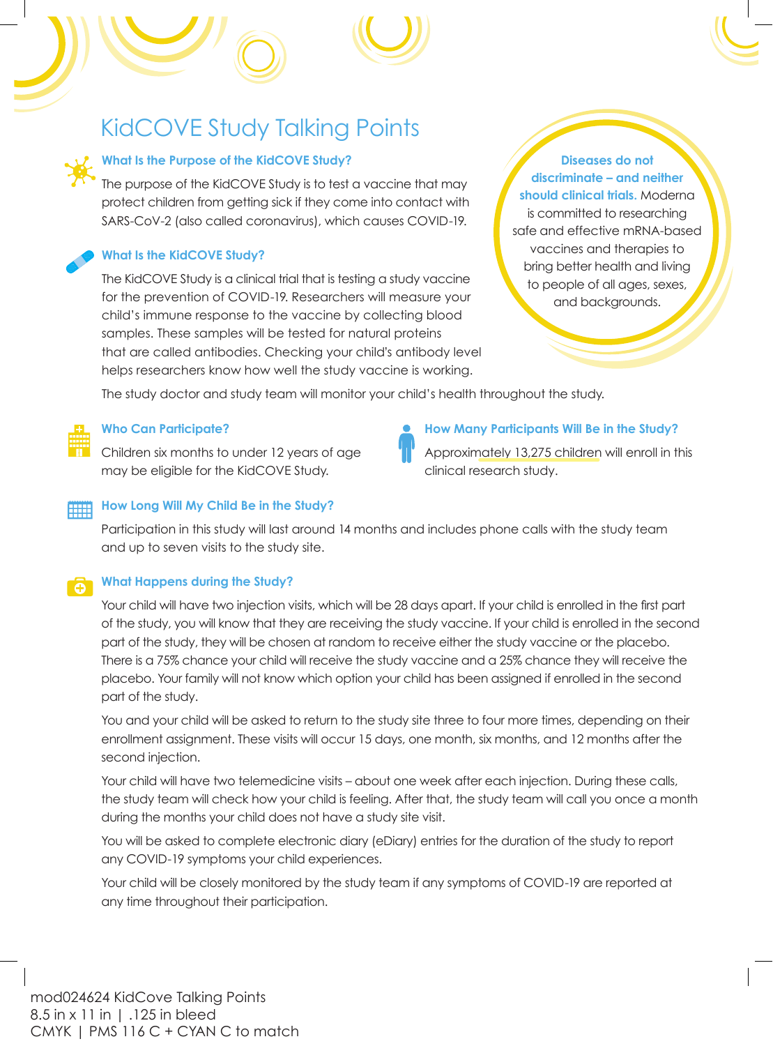# KidCOVE Study Talking Points

**Diseases do not discriminate – and neither should clinical trials.** Moderna is committed to researching safe and effective mRNA-based vaccines and therapies to bring better health and living to people of all ages, sexes, and backgrounds.

## What Is the Purpose of the KidCOVE Study?

The purpose of the KidCOVE Study is to test a vaccine that may protect children from getting sick if they come into contact with SARS-CoV-2 (also called coronavirus), which causes COVID-19.

## What Is the KidCOVE Study?

The KidCOVE Study is a clinical trial that is testing a study vaccine for the prevention of COVID-19. Researchers will measure your child's immune response to the vaccine by collecting blood samples. These samples will be tested for natural proteins that are called antibodies. Checking your child's antibody level helps researchers know how well the study vaccine is working.

The study doctor and study team will monitor your child's health throughout the study.

## Who Can Participate?

Children six months to under 12 years of age may be eligible for the KidCOVE Study.

## How Many Participants Will Be in the Study?

Approximately 13,275 children will enroll in this clinical research study.

## How Long Will My Child Be in the Study?

Participation in this study will last around 14 months and includes phone calls with the study team and up to seven visits to the study site.

## What Happens during the Study?

Your child will have two injection visits, which will be 28 days apart. If your child is enrolled in the first part of the study, you will know that they are receiving the study vaccine. If your child is enrolled in the second part of the study, they will be chosen at random to receive either the study vaccine or the placebo. There is a 75% chance your child will receive the study vaccine and a 25% chance they will receive the placebo. Your family will not know which option your child has been assigned if enrolled in the second part of the study.

You and your child will be asked to return to the study site three to four more times, depending on their enrollment assignment. These visits will occur 15 days, one month, six months, and 12 months after the second injection.

Your child will have two telemedicine visits – about one week after each injection. During these calls, the study team will check how your child is feeling. After that, the study team will call you once a month during the months your child does not have a study site visit.

You will be asked to complete electronic diary (eDiary) entries for the duration of the study to report any COVID-19 symptoms your child experiences.

Your child will be closely monitored by the study team if any symptoms of COVID-19 are reported at any time throughout their participation.

mod024624 KidCove Talking Points
8.5 in x 11 in | .125 in bleed
CMYK | PMS 116 C + CYAN C to match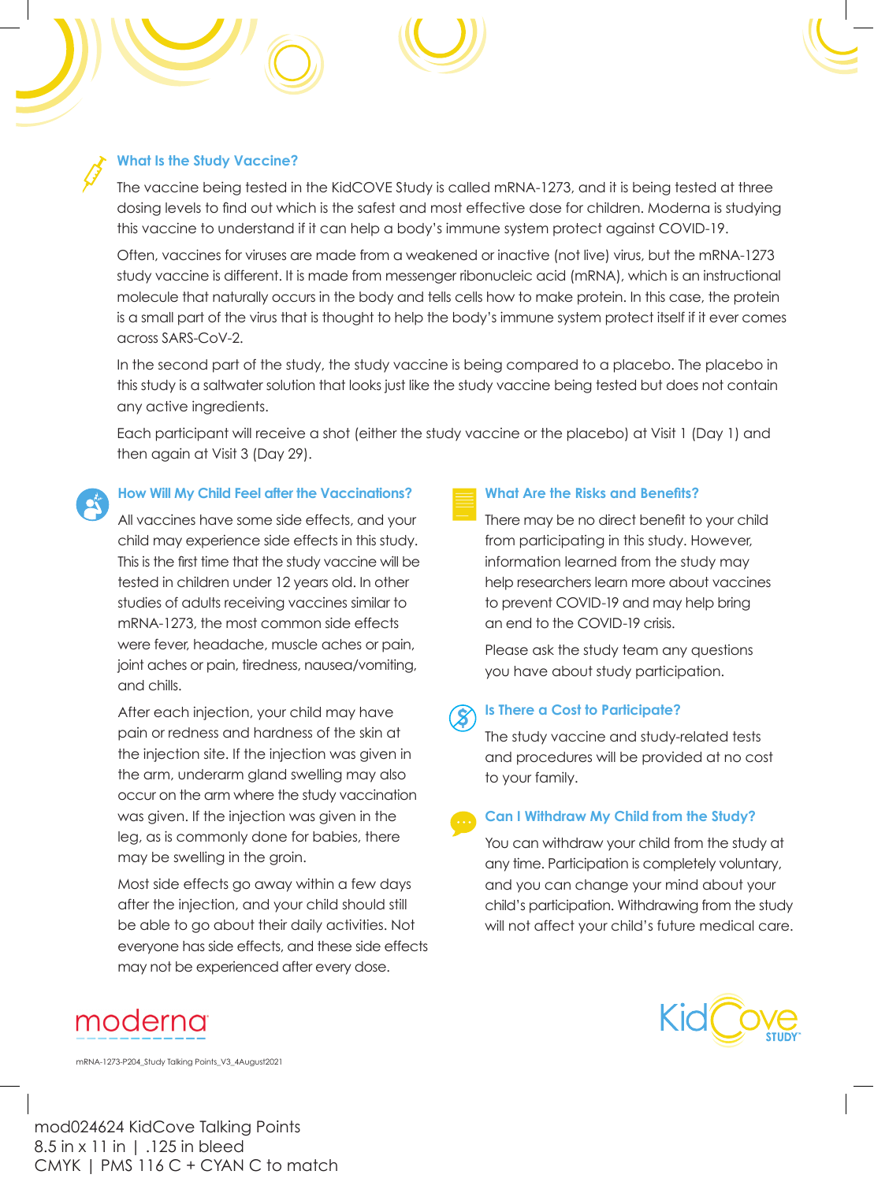### What Is the Study Vaccine?

The vaccine being tested in the KidCOVE Study is called mRNA-1273, and it is being tested at three dosing levels to find out which is the safest and most effective dose for children. Moderna is studying this vaccine to understand if it can help a body's immune system protect against COVID-19.

Often, vaccines for viruses are made from a weakened or inactive (not live) virus, but the mRNA-1273 study vaccine is different. It is made from messenger ribonucleic acid (mRNA), which is an instructional molecule that naturally occurs in the body and tells cells how to make protein. In this case, the protein is a small part of the virus that is thought to help the body's immune system protect itself if it ever comes across SARS-CoV-2.

In the second part of the study, the study vaccine is being compared to a placebo. The placebo in this study is a saltwater solution that looks just like the study vaccine being tested but does not contain any active ingredients.

Each participant will receive a shot (either the study vaccine or the placebo) at Visit 1 (Day 1) and then again at Visit 3 (Day 29).

### How Will My Child Feel after the Vaccinations?

All vaccines have some side effects, and your child may experience side effects in this study. This is the first time that the study vaccine will be tested in children under 12 years old. In other studies of adults receiving vaccines similar to mRNA-1273, the most common side effects were fever, headache, muscle aches or pain, joint aches or pain, tiredness, nausea/vomiting, and chills.

After each injection, your child may have pain or redness and hardness of the skin at the injection site. If the injection was given in the arm, underarm gland swelling may also occur on the arm where the study vaccination was given. If the injection was given in the leg, as is commonly done for babies, there may be swelling in the groin.

Most side effects go away within a few days after the injection, and your child should still be able to go about their daily activities. Not everyone has side effects, and these side effects may not be experienced after every dose.

### What Are the Risks and Benefits?

There may be no direct benefit to your child from participating in this study. However, information learned from the study may help researchers learn more about vaccines to prevent COVID-19 and may help bring an end to the COVID-19 crisis.

Please ask the study team any questions you have about study participation.

### Is There a Cost to Participate?

The study vaccine and study-related tests and procedures will be provided at no cost to your family.

### Can I Withdraw My Child from the Study?

You can withdraw your child from the study at any time. Participation is completely voluntary, and you can change your mind about your child's participation. Withdrawing from the study will not affect your child's future medical care.

moderna

KidCove STUDY

mRNA-1273-P204_Study Talking Points_V3_4August2021

mod024624 KidCove Talking Points
8.5 in x 11 in | .125 in bleed
CMYK | PMS 116 C + CYAN C to match